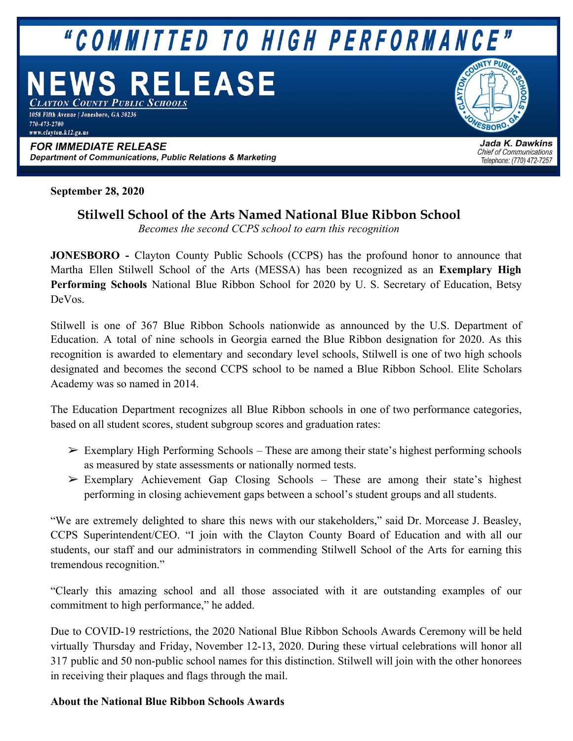# "COMMITTED TO HIGH PERFORMANCE"

# NEWS RELEASE

*Clayton County Public Schools*
1058 Fifth Avenue | Jonesboro, GA 30236
770-473-2700
www.clayton.k12.ga.us

**FOR IMMEDIATE RELEASE**
**Department of Communications, Public Relations & Marketing**

***Jada K. Dawkins***
*Chief of Communications*
*Telephone: (770) 472-7257*

**September 28, 2020**

## Stilwell School of the Arts Named National Blue Ribbon School

*Becomes the second CCPS school to earn this recognition*

**JONESBORO -** Clayton County Public Schools (CCPS) has the profound honor to announce that Martha Ellen Stilwell School of the Arts (MESSA) has been recognized as an **Exemplary High Performing Schools** National Blue Ribbon School for 2020 by U. S. Secretary of Education, Betsy DeVos.

Stilwell is one of 367 Blue Ribbon Schools nationwide as announced by the U.S. Department of Education. A total of nine schools in Georgia earned the Blue Ribbon designation for 2020. As this recognition is awarded to elementary and secondary level schools, Stilwell is one of two high schools designated and becomes the second CCPS school to be named a Blue Ribbon School. Elite Scholars Academy was so named in 2014.

The Education Department recognizes all Blue Ribbon schools in one of two performance categories, based on all student scores, student subgroup scores and graduation rates:

- Exemplary High Performing Schools – These are among their state's highest performing schools as measured by state assessments or nationally normed tests.
- Exemplary Achievement Gap Closing Schools – These are among their state's highest performing in closing achievement gaps between a school's student groups and all students.

"We are extremely delighted to share this news with our stakeholders," said Dr. Morcease J. Beasley, CCPS Superintendent/CEO. "I join with the Clayton County Board of Education and with all our students, our staff and our administrators in commending Stilwell School of the Arts for earning this tremendous recognition."

"Clearly this amazing school and all those associated with it are outstanding examples of our commitment to high performance," he added.

Due to COVID-19 restrictions, the 2020 National Blue Ribbon Schools Awards Ceremony will be held virtually Thursday and Friday, November 12-13, 2020. During these virtual celebrations will honor all 317 public and 50 non-public school names for this distinction. Stilwell will join with the other honorees in receiving their plaques and flags through the mail.

**About the National Blue Ribbon Schools Awards**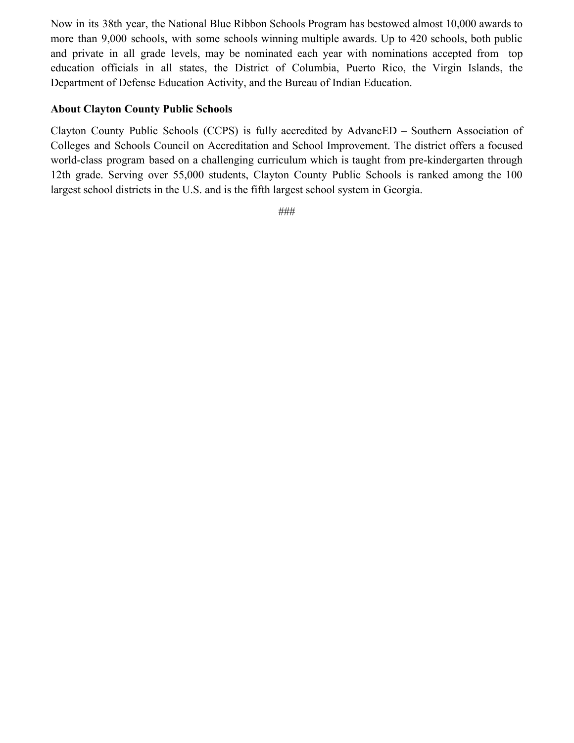Now in its 38th year, the National Blue Ribbon Schools Program has bestowed almost 10,000 awards to more than 9,000 schools, with some schools winning multiple awards. Up to 420 schools, both public and private in all grade levels, may be nominated each year with nominations accepted from top education officials in all states, the District of Columbia, Puerto Rico, the Virgin Islands, the Department of Defense Education Activity, and the Bureau of Indian Education.

**About Clayton County Public Schools**

Clayton County Public Schools (CCPS) is fully accredited by AdvancED – Southern Association of Colleges and Schools Council on Accreditation and School Improvement. The district offers a focused world-class program based on a challenging curriculum which is taught from pre-kindergarten through 12th grade. Serving over 55,000 students, Clayton County Public Schools is ranked among the 100 largest school districts in the U.S. and is the fifth largest school system in Georgia.

###